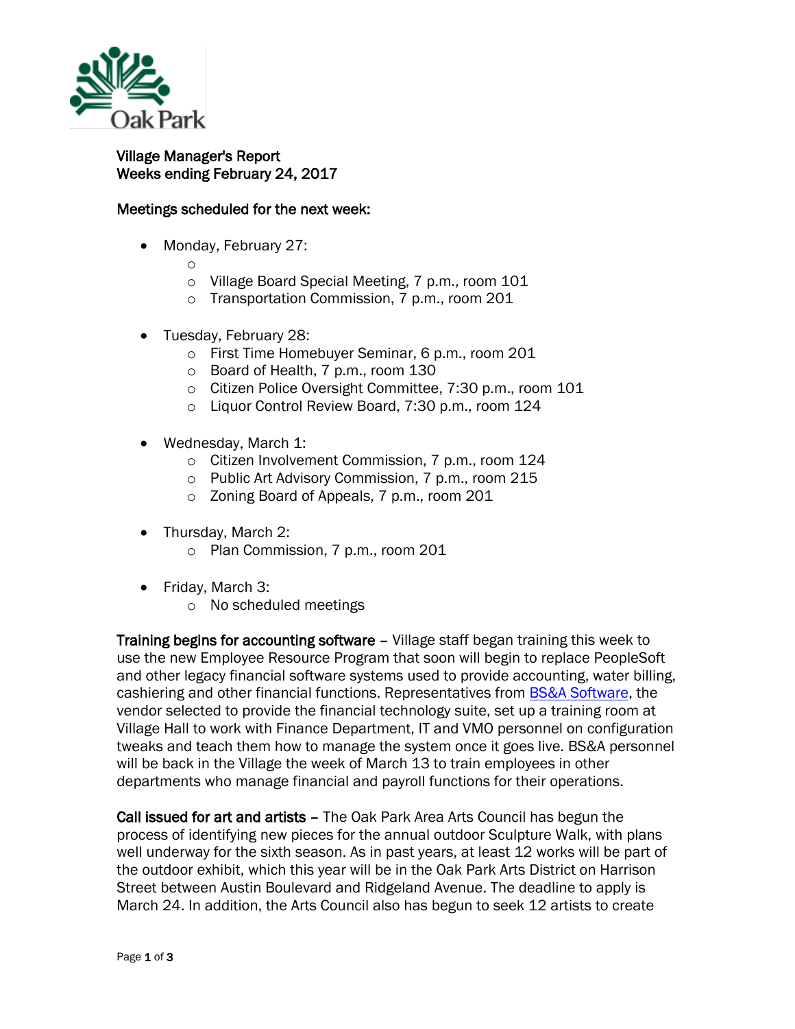Village Manager's Report
Weeks ending February 24, 2017

Meetings scheduled for the next week:

- Monday, February 27:
  - 
  - Village Board Special Meeting, 7 p.m., room 101
  - Transportation Commission, 7 p.m., room 201

- Tuesday, February 28:
  - First Time Homebuyer Seminar, 6 p.m., room 201
  - Board of Health, 7 p.m., room 130
  - Citizen Police Oversight Committee, 7:30 p.m., room 101
  - Liquor Control Review Board, 7:30 p.m., room 124

- Wednesday, March 1:
  - Citizen Involvement Commission, 7 p.m., room 124
  - Public Art Advisory Commission, 7 p.m., room 215
  - Zoning Board of Appeals, 7 p.m., room 201

- Thursday, March 2:
  - Plan Commission, 7 p.m., room 201

- Friday, March 3:
  - No scheduled meetings

**Training begins for accounting software** – Village staff began training this week to use the new Employee Resource Program that soon will begin to replace PeopleSoft and other legacy financial software systems used to provide accounting, water billing, cashiering and other financial functions. Representatives from BS&A Software, the vendor selected to provide the financial technology suite, set up a training room at Village Hall to work with Finance Department, IT and VMO personnel on configuration tweaks and teach them how to manage the system once it goes live. BS&A personnel will be back in the Village the week of March 13 to train employees in other departments who manage financial and payroll functions for their operations.

**Call issued for art and artists** – The Oak Park Area Arts Council has begun the process of identifying new pieces for the annual outdoor Sculpture Walk, with plans well underway for the sixth season. As in past years, at least 12 works will be part of the outdoor exhibit, which this year will be in the Oak Park Arts District on Harrison Street between Austin Boulevard and Ridgeland Avenue. The deadline to apply is March 24. In addition, the Arts Council also has begun to seek 12 artists to create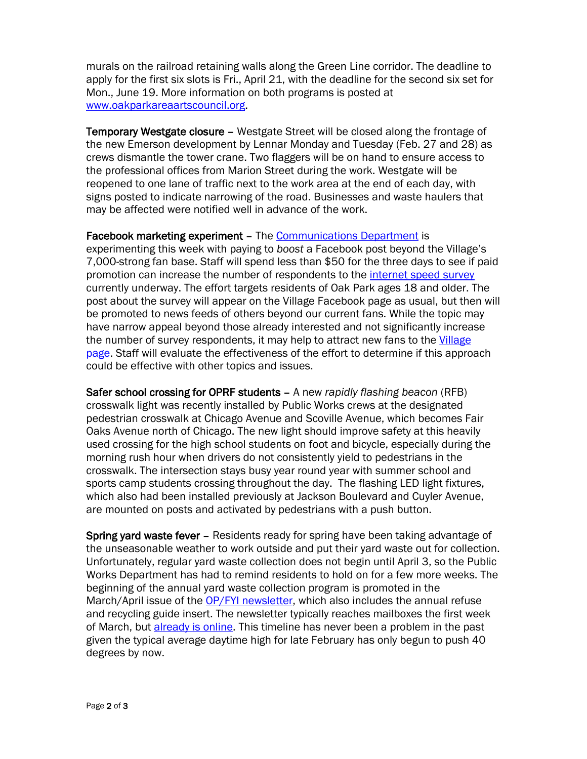murals on the railroad retaining walls along the Green Line corridor. The deadline to apply for the first six slots is Fri., April 21, with the deadline for the second six set for Mon., June 19. More information on both programs is posted at [www.oakparkareaartscouncil.org](www.oakparkareaartscouncil.org).

**Temporary Westgate closure** – Westgate Street will be closed along the frontage of the new Emerson development by Lennar Monday and Tuesday (Feb. 27 and 28) as crews dismantle the tower crane. Two flaggers will be on hand to ensure access to the professional offices from Marion Street during the work. Westgate will be reopened to one lane of traffic next to the work area at the end of each day, with signs posted to indicate narrowing of the road. Businesses and waste haulers that may be affected were notified well in advance of the work.

**Facebook marketing experiment** – The Communications Department is experimenting this week with paying to *boost* a Facebook post beyond the Village's 7,000-strong fan base. Staff will spend less than $50 for the three days to see if paid promotion can increase the number of respondents to the internet speed survey currently underway. The effort targets residents of Oak Park ages 18 and older. The post about the survey will appear on the Village Facebook page as usual, but then will be promoted to news feeds of others beyond our current fans. While the topic may have narrow appeal beyond those already interested and not significantly increase the number of survey respondents, it may help to attract new fans to the Village page. Staff will evaluate the effectiveness of the effort to determine if this approach could be effective with other topics and issues.

**Safer school crossing for OPRF students** – A new *rapidly flashing beacon* (RFB) crosswalk light was recently installed by Public Works crews at the designated pedestrian crosswalk at Chicago Avenue and Scoville Avenue, which becomes Fair Oaks Avenue north of Chicago. The new light should improve safety at this heavily used crossing for the high school students on foot and bicycle, especially during the morning rush hour when drivers do not consistently yield to pedestrians in the crosswalk. The intersection stays busy year round year with summer school and sports camp students crossing throughout the day. The flashing LED light fixtures, which also had been installed previously at Jackson Boulevard and Cuyler Avenue, are mounted on posts and activated by pedestrians with a push button.

**Spring yard waste fever** – Residents ready for spring have been taking advantage of the unseasonable weather to work outside and put their yard waste out for collection. Unfortunately, regular yard waste collection does not begin until April 3, so the Public Works Department has had to remind residents to hold on for a few more weeks. The beginning of the annual yard waste collection program is promoted in the March/April issue of the OP/FYI newsletter, which also includes the annual refuse and recycling guide insert. The newsletter typically reaches mailboxes the first week of March, but already is online. This timeline has never been a problem in the past given the typical average daytime high for late February has only begun to push 40 degrees by now.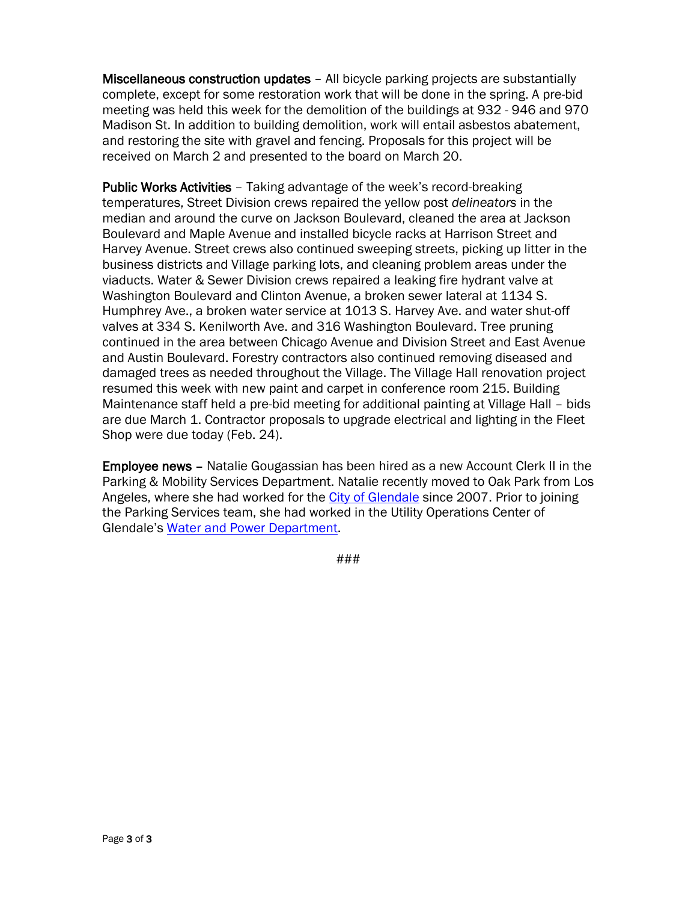**Miscellaneous construction updates** – All bicycle parking projects are substantially complete, except for some restoration work that will be done in the spring. A pre-bid meeting was held this week for the demolition of the buildings at 932 - 946 and 970 Madison St. In addition to building demolition, work will entail asbestos abatement, and restoring the site with gravel and fencing. Proposals for this project will be received on March 2 and presented to the board on March 20.

**Public Works Activities** – Taking advantage of the week's record-breaking temperatures, Street Division crews repaired the yellow post *delineators* in the median and around the curve on Jackson Boulevard, cleaned the area at Jackson Boulevard and Maple Avenue and installed bicycle racks at Harrison Street and Harvey Avenue. Street crews also continued sweeping streets, picking up litter in the business districts and Village parking lots, and cleaning problem areas under the viaducts. Water & Sewer Division crews repaired a leaking fire hydrant valve at Washington Boulevard and Clinton Avenue, a broken sewer lateral at 1134 S. Humphrey Ave., a broken water service at 1013 S. Harvey Ave. and water shut-off valves at 334 S. Kenilworth Ave. and 316 Washington Boulevard. Tree pruning continued in the area between Chicago Avenue and Division Street and East Avenue and Austin Boulevard. Forestry contractors also continued removing diseased and damaged trees as needed throughout the Village. The Village Hall renovation project resumed this week with new paint and carpet in conference room 215. Building Maintenance staff held a pre-bid meeting for additional painting at Village Hall – bids are due March 1. Contractor proposals to upgrade electrical and lighting in the Fleet Shop were due today (Feb. 24).

**Employee news** – Natalie Gougassian has been hired as a new Account Clerk II in the Parking & Mobility Services Department. Natalie recently moved to Oak Park from Los Angeles, where she had worked for the City of Glendale since 2007. Prior to joining the Parking Services team, she had worked in the Utility Operations Center of Glendale's Water and Power Department.

###